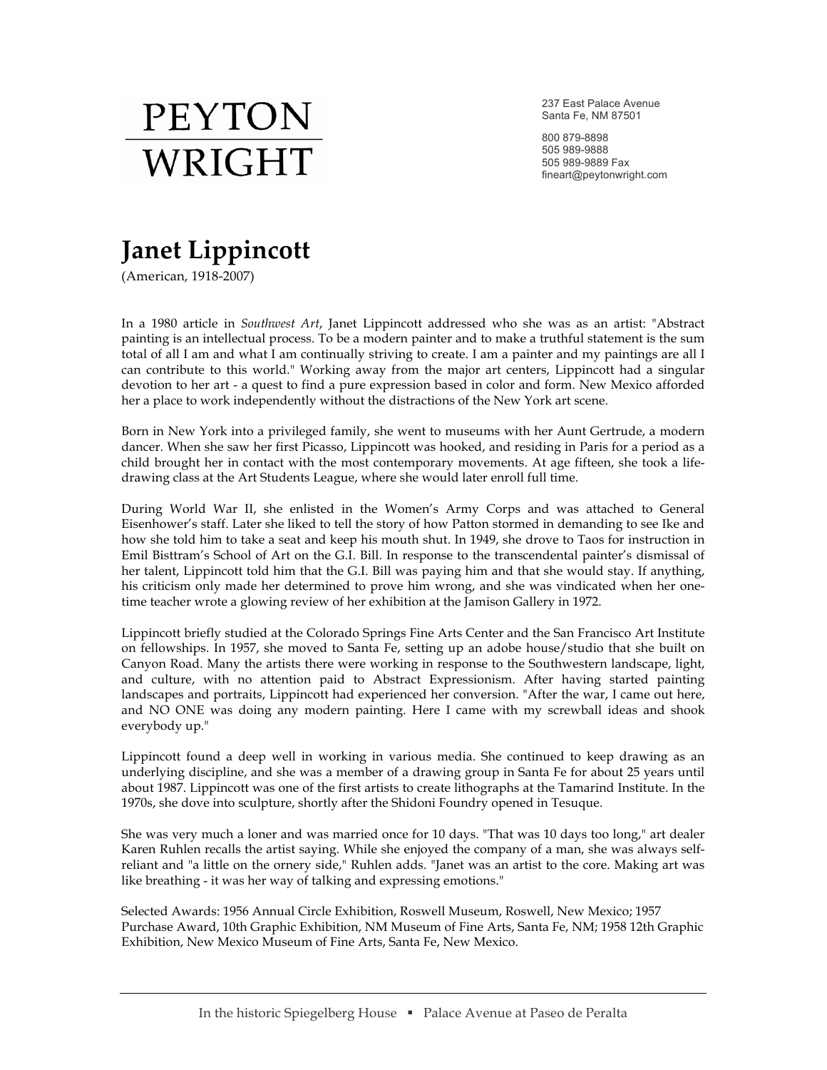PEYTON WRIGHT

237 East Palace Avenue
Santa Fe, NM 87501

800 879-8898
505 989-9888
505 989-9889 Fax
fineart@peytonwright.com

# Janet Lippincott

(American, 1918-2007)

In a 1980 article in *Southwest Art*, Janet Lippincott addressed who she was as an artist: "Abstract painting is an intellectual process. To be a modern painter and to make a truthful statement is the sum total of all I am and what I am continually striving to create. I am a painter and my paintings are all I can contribute to this world." Working away from the major art centers, Lippincott had a singular devotion to her art - a quest to find a pure expression based in color and form. New Mexico afforded her a place to work independently without the distractions of the New York art scene.

Born in New York into a privileged family, she went to museums with her Aunt Gertrude, a modern dancer. When she saw her first Picasso, Lippincott was hooked, and residing in Paris for a period as a child brought her in contact with the most contemporary movements. At age fifteen, she took a life-drawing class at the Art Students League, where she would later enroll full time.

During World War II, she enlisted in the Women's Army Corps and was attached to General Eisenhower's staff. Later she liked to tell the story of how Patton stormed in demanding to see Ike and how she told him to take a seat and keep his mouth shut. In 1949, she drove to Taos for instruction in Emil Bisttram's School of Art on the G.I. Bill. In response to the transcendental painter's dismissal of her talent, Lippincott told him that the G.I. Bill was paying him and that she would stay. If anything, his criticism only made her determined to prove him wrong, and she was vindicated when her one-time teacher wrote a glowing review of her exhibition at the Jamison Gallery in 1972.

Lippincott briefly studied at the Colorado Springs Fine Arts Center and the San Francisco Art Institute on fellowships. In 1957, she moved to Santa Fe, setting up an adobe house/studio that she built on Canyon Road. Many the artists there were working in response to the Southwestern landscape, light, and culture, with no attention paid to Abstract Expressionism. After having started painting landscapes and portraits, Lippincott had experienced her conversion. "After the war, I came out here, and NO ONE was doing any modern painting. Here I came with my screwball ideas and shook everybody up."

Lippincott found a deep well in working in various media. She continued to keep drawing as an underlying discipline, and she was a member of a drawing group in Santa Fe for about 25 years until about 1987. Lippincott was one of the first artists to create lithographs at the Tamarind Institute. In the 1970s, she dove into sculpture, shortly after the Shidoni Foundry opened in Tesuque.

She was very much a loner and was married once for 10 days. "That was 10 days too long," art dealer Karen Ruhlen recalls the artist saying. While she enjoyed the company of a man, she was always self-reliant and "a little on the ornery side," Ruhlen adds. "Janet was an artist to the core. Making art was like breathing - it was her way of talking and expressing emotions."

Selected Awards: 1956 Annual Circle Exhibition, Roswell Museum, Roswell, New Mexico; 1957 Purchase Award, 10th Graphic Exhibition, NM Museum of Fine Arts, Santa Fe, NM; 1958 12th Graphic Exhibition, New Mexico Museum of Fine Arts, Santa Fe, New Mexico.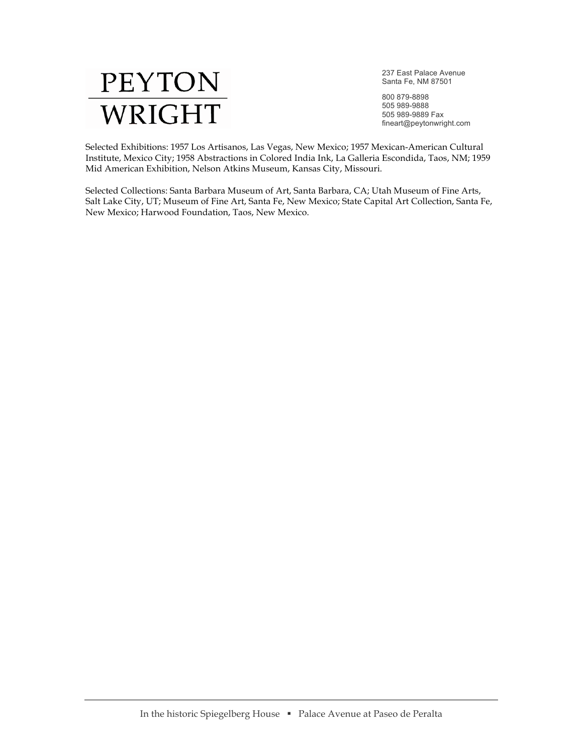PEYTON WRIGHT

237 East Palace Avenue
Santa Fe, NM 87501

800 879-8898
505 989-9888
505 989-9889 Fax
fineart@peytonwright.com

Selected Exhibitions: 1957 Los Artisanos, Las Vegas, New Mexico; 1957 Mexican-American Cultural Institute, Mexico City; 1958 Abstractions in Colored India Ink, La Galleria Escondida, Taos, NM; 1959 Mid American Exhibition, Nelson Atkins Museum, Kansas City, Missouri.

Selected Collections: Santa Barbara Museum of Art, Santa Barbara, CA; Utah Museum of Fine Arts, Salt Lake City, UT; Museum of Fine Art, Santa Fe, New Mexico; State Capital Art Collection, Santa Fe, New Mexico; Harwood Foundation, Taos, New Mexico.

In the historic Spiegelberg House ▪ Palace Avenue at Paseo de Peralta